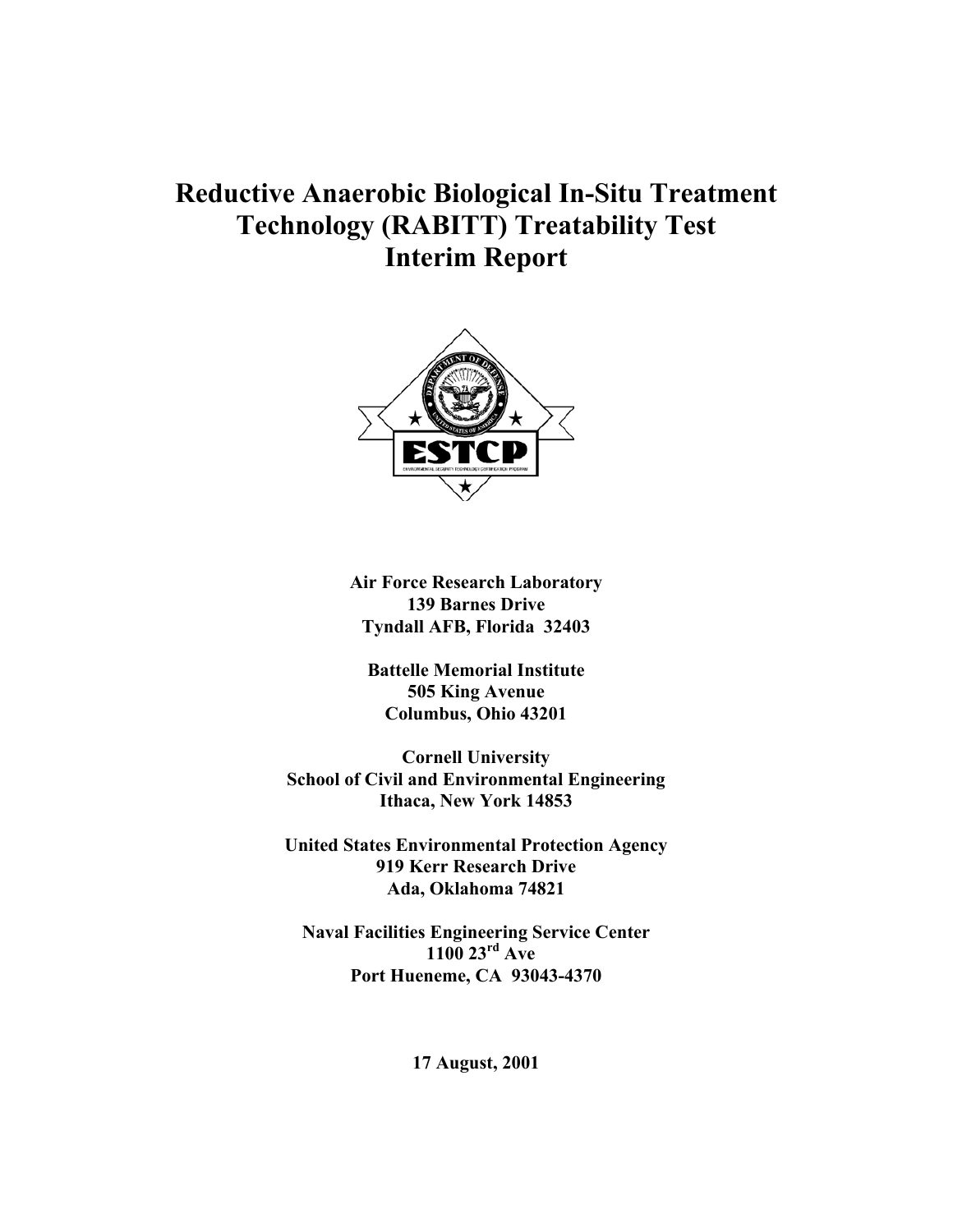# Reductive Anaerobic Biological In-Situ Treatment Technology (RABITT) Treatability Test Interim Report

**Air Force Research Laboratory**
**139 Barnes Drive**
**Tyndall AFB, Florida 32403**

**Battelle Memorial Institute**
**505 King Avenue**
**Columbus, Ohio 43201**

**Cornell University**
**School of Civil and Environmental Engineering**
**Ithaca, New York 14853**

**United States Environmental Protection Agency**
**919 Kerr Research Drive**
**Ada, Oklahoma 74821**

**Naval Facilities Engineering Service Center**
**1100 23rd Ave**
**Port Hueneme, CA 93043-4370**

**17 August, 2001**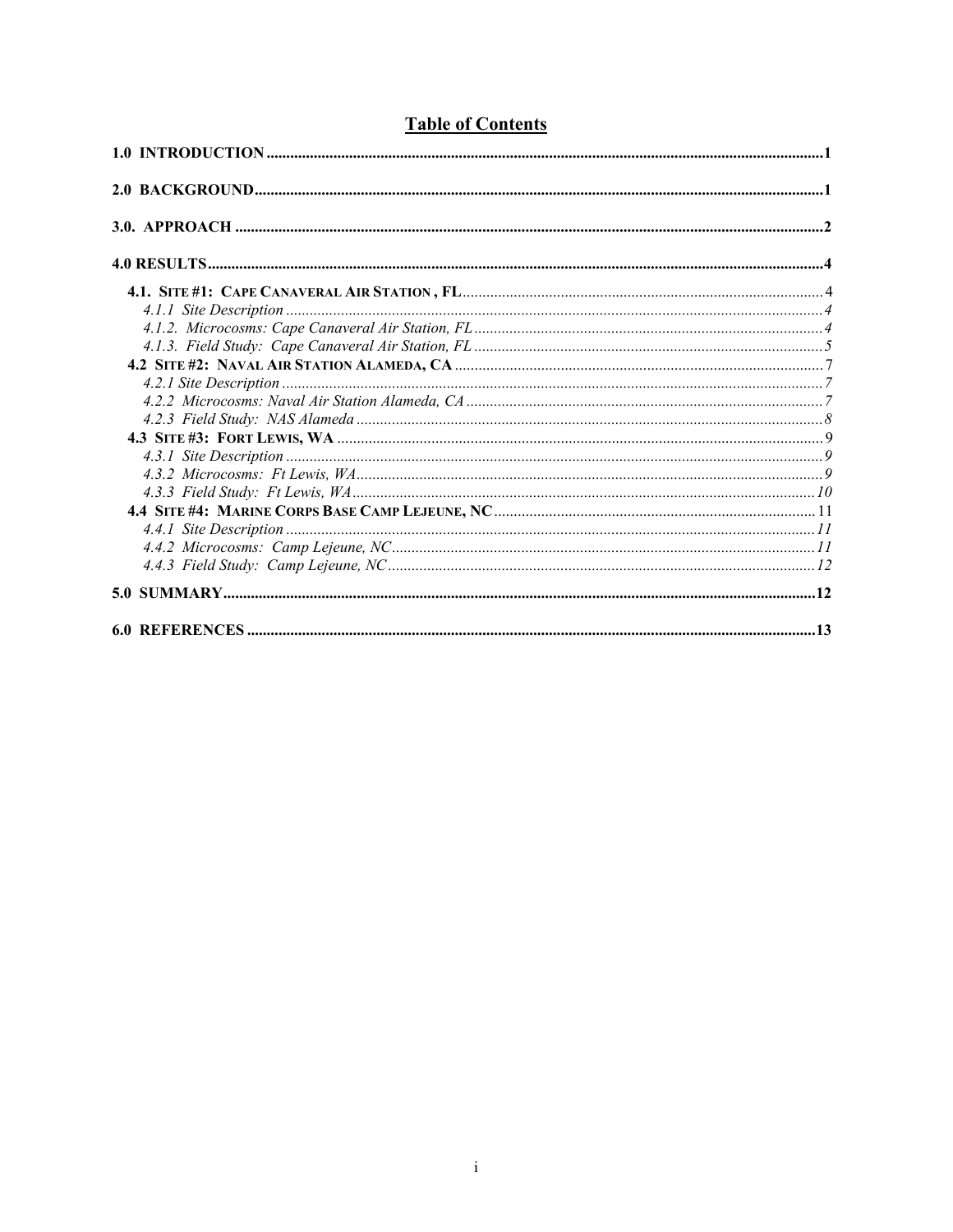# Table of Contents

**1.0 INTRODUCTION** ..... 1

**2.0 BACKGROUND** ..... 1

**3.0. APPROACH** ..... 2

**4.0 RESULTS** ..... 4

- **4.1. SITE #1: CAPE CANAVERAL AIR STATION , FL** ..... 4
  - *4.1.1 Site Description* ..... 4
  - *4.1.2. Microcosms: Cape Canaveral Air Station, FL* ..... 4
  - *4.1.3. Field Study: Cape Canaveral Air Station, FL* ..... 5
- **4.2 SITE #2: NAVAL AIR STATION ALAMEDA, CA** ..... 7
  - *4.2.1 Site Description* ..... 7
  - *4.2.2 Microcosms: Naval Air Station Alameda, CA* ..... 7
  - *4.2.3 Field Study: NAS Alameda* ..... 8
- **4.3 SITE #3: FORT LEWIS, WA** ..... 9
  - *4.3.1 Site Description* ..... 9
  - *4.3.2 Microcosms: Ft Lewis, WA* ..... 9
  - *4.3.3 Field Study: Ft Lewis, WA* ..... 10
- **4.4 SITE #4: MARINE CORPS BASE CAMP LEJEUNE, NC** ..... 11
  - *4.4.1 Site Description* ..... 11
  - *4.4.2 Microcosms: Camp Lejeune, NC* ..... 11
  - *4.4.3 Field Study: Camp Lejeune, NC* ..... 12

**5.0 SUMMARY** ..... 12

**6.0 REFERENCES** ..... 13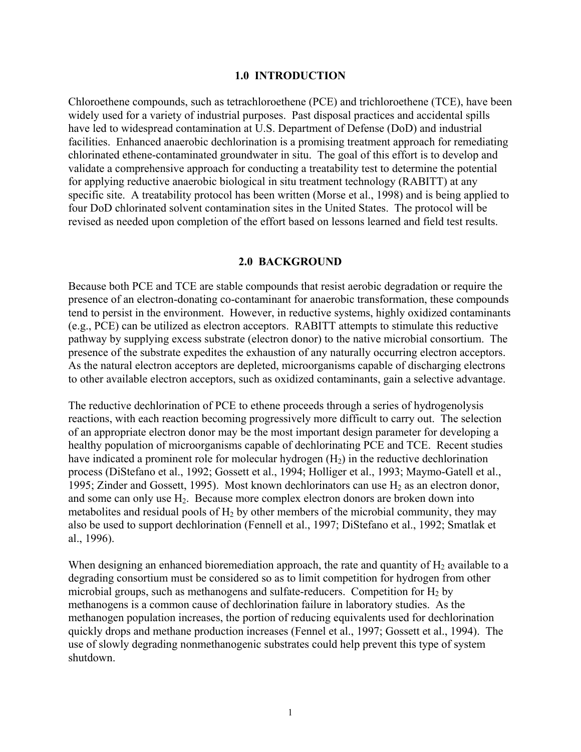## 1.0 INTRODUCTION

Chloroethene compounds, such as tetrachloroethene (PCE) and trichloroethene (TCE), have been widely used for a variety of industrial purposes. Past disposal practices and accidental spills have led to widespread contamination at U.S. Department of Defense (DoD) and industrial facilities. Enhanced anaerobic dechlorination is a promising treatment approach for remediating chlorinated ethene-contaminated groundwater in situ. The goal of this effort is to develop and validate a comprehensive approach for conducting a treatability test to determine the potential for applying reductive anaerobic biological in situ treatment technology (RABITT) at any specific site. A treatability protocol has been written (Morse et al., 1998) and is being applied to four DoD chlorinated solvent contamination sites in the United States. The protocol will be revised as needed upon completion of the effort based on lessons learned and field test results.

## 2.0 BACKGROUND

Because both PCE and TCE are stable compounds that resist aerobic degradation or require the presence of an electron-donating co-contaminant for anaerobic transformation, these compounds tend to persist in the environment. However, in reductive systems, highly oxidized contaminants (e.g., PCE) can be utilized as electron acceptors. RABITT attempts to stimulate this reductive pathway by supplying excess substrate (electron donor) to the native microbial consortium. The presence of the substrate expedites the exhaustion of any naturally occurring electron acceptors. As the natural electron acceptors are depleted, microorganisms capable of discharging electrons to other available electron acceptors, such as oxidized contaminants, gain a selective advantage.

The reductive dechlorination of PCE to ethene proceeds through a series of hydrogenolysis reactions, with each reaction becoming progressively more difficult to carry out. The selection of an appropriate electron donor may be the most important design parameter for developing a healthy population of microorganisms capable of dechlorinating PCE and TCE. Recent studies have indicated a prominent role for molecular hydrogen ($H_2$) in the reductive dechlorination process (DiStefano et al., 1992; Gossett et al., 1994; Holliger et al., 1993; Maymo-Gatell et al., 1995; Zinder and Gossett, 1995). Most known dechlorinators can use $H_2$ as an electron donor, and some can only use $H_2$. Because more complex electron donors are broken down into metabolites and residual pools of $H_2$ by other members of the microbial community, they may also be used to support dechlorination (Fennell et al., 1997; DiStefano et al., 1992; Smatlak et al., 1996).

When designing an enhanced bioremediation approach, the rate and quantity of $H_2$ available to a degrading consortium must be considered so as to limit competition for hydrogen from other microbial groups, such as methanogens and sulfate-reducers. Competition for $H_2$ by methanogens is a common cause of dechlorination failure in laboratory studies. As the methanogen population increases, the portion of reducing equivalents used for dechlorination quickly drops and methane production increases (Fennel et al., 1997; Gossett et al., 1994). The use of slowly degrading nonmethanogenic substrates could help prevent this type of system shutdown.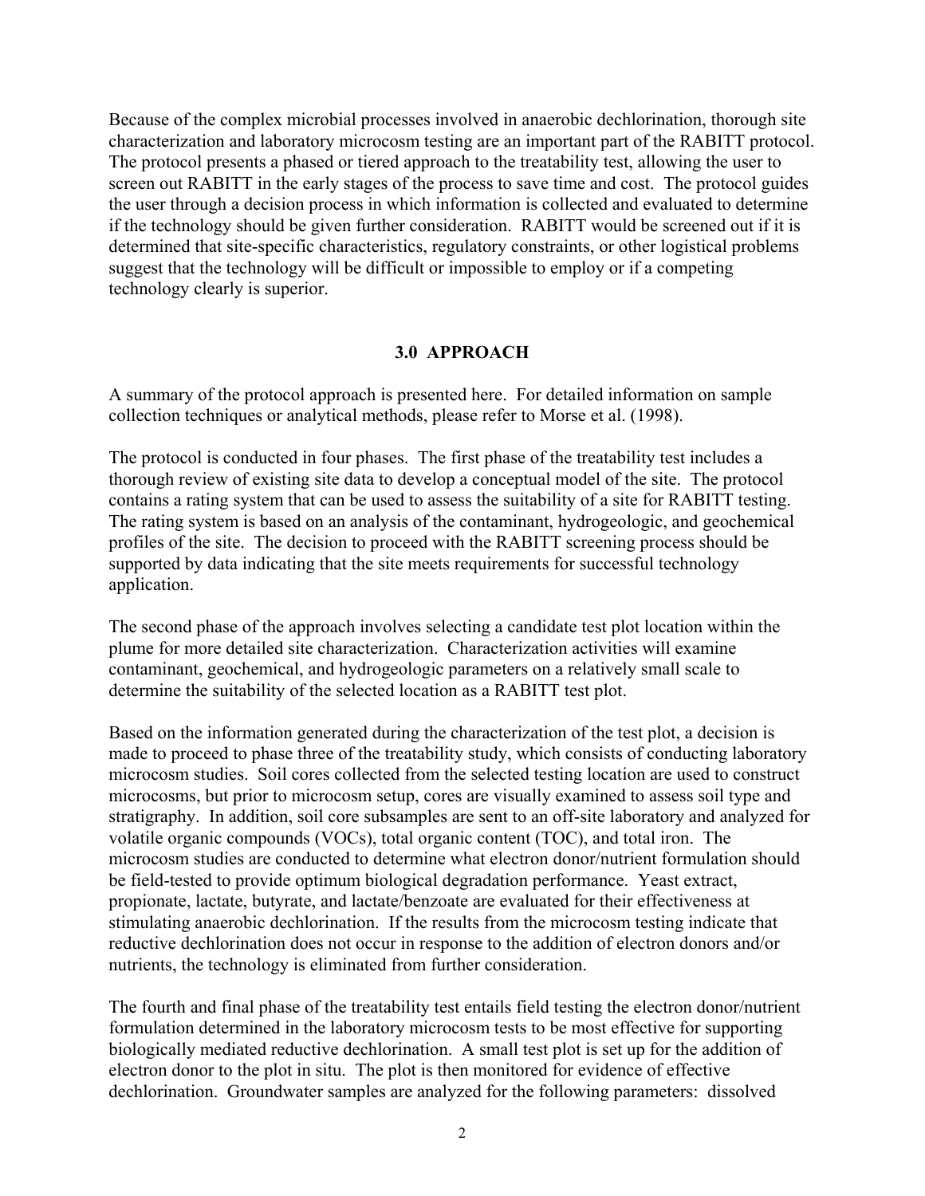Because of the complex microbial processes involved in anaerobic dechlorination, thorough site characterization and laboratory microcosm testing are an important part of the RABITT protocol. The protocol presents a phased or tiered approach to the treatability test, allowing the user to screen out RABITT in the early stages of the process to save time and cost. The protocol guides the user through a decision process in which information is collected and evaluated to determine if the technology should be given further consideration. RABITT would be screened out if it is determined that site-specific characteristics, regulatory constraints, or other logistical problems suggest that the technology will be difficult or impossible to employ or if a competing technology clearly is superior.

## 3.0 APPROACH

A summary of the protocol approach is presented here. For detailed information on sample collection techniques or analytical methods, please refer to Morse et al. (1998).

The protocol is conducted in four phases. The first phase of the treatability test includes a thorough review of existing site data to develop a conceptual model of the site. The protocol contains a rating system that can be used to assess the suitability of a site for RABITT testing. The rating system is based on an analysis of the contaminant, hydrogeologic, and geochemical profiles of the site. The decision to proceed with the RABITT screening process should be supported by data indicating that the site meets requirements for successful technology application.

The second phase of the approach involves selecting a candidate test plot location within the plume for more detailed site characterization. Characterization activities will examine contaminant, geochemical, and hydrogeologic parameters on a relatively small scale to determine the suitability of the selected location as a RABITT test plot.

Based on the information generated during the characterization of the test plot, a decision is made to proceed to phase three of the treatability study, which consists of conducting laboratory microcosm studies. Soil cores collected from the selected testing location are used to construct microcosms, but prior to microcosm setup, cores are visually examined to assess soil type and stratigraphy. In addition, soil core subsamples are sent to an off-site laboratory and analyzed for volatile organic compounds (VOCs), total organic content (TOC), and total iron. The microcosm studies are conducted to determine what electron donor/nutrient formulation should be field-tested to provide optimum biological degradation performance. Yeast extract, propionate, lactate, butyrate, and lactate/benzoate are evaluated for their effectiveness at stimulating anaerobic dechlorination. If the results from the microcosm testing indicate that reductive dechlorination does not occur in response to the addition of electron donors and/or nutrients, the technology is eliminated from further consideration.

The fourth and final phase of the treatability test entails field testing the electron donor/nutrient formulation determined in the laboratory microcosm tests to be most effective for supporting biologically mediated reductive dechlorination. A small test plot is set up for the addition of electron donor to the plot in situ. The plot is then monitored for evidence of effective dechlorination. Groundwater samples are analyzed for the following parameters: dissolved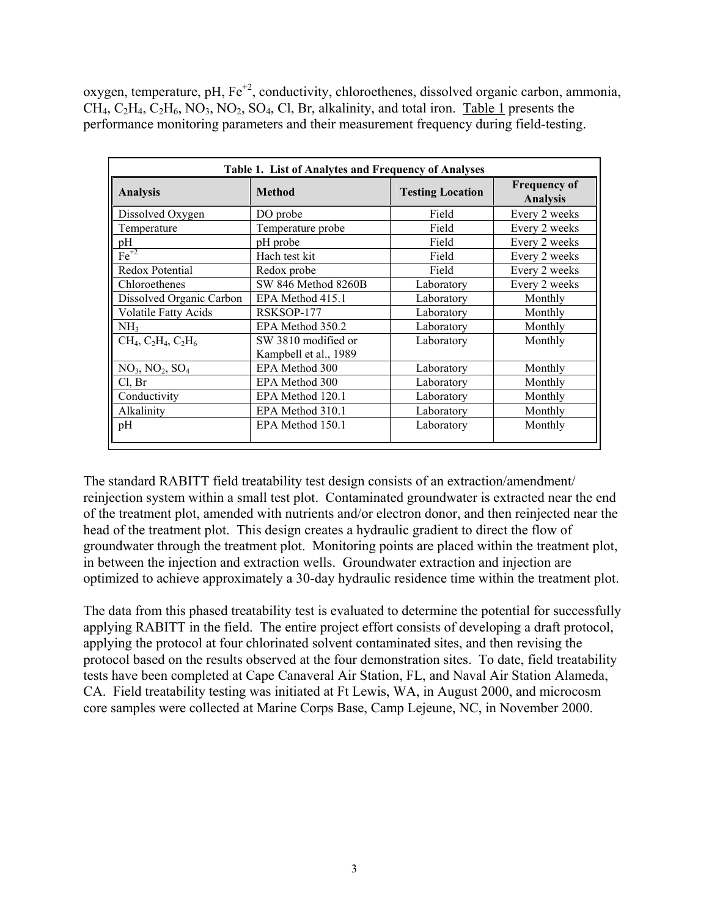oxygen, temperature, pH, $Fe^{+2}$, conductivity, chloroethenes, dissolved organic carbon, ammonia, $CH_4$, $C_2H_4$, $C_2H_6$, $NO_3$, $NO_2$, $SO_4$, Cl, Br, alkalinity, and total iron. Table 1 presents the performance monitoring parameters and their measurement frequency during field-testing.

**Table 1. List of Analytes and Frequency of Analyses**

| Analysis | Method | Testing Location | Frequency of Analysis |
|---|---|---|---|
| Dissolved Oxygen | DO probe | Field | Every 2 weeks |
| Temperature | Temperature probe | Field | Every 2 weeks |
| pH | pH probe | Field | Every 2 weeks |
| $Fe^{+2}$ | Hach test kit | Field | Every 2 weeks |
| Redox Potential | Redox probe | Field | Every 2 weeks |
| Chloroethenes | SW 846 Method 8260B | Laboratory | Every 2 weeks |
| Dissolved Organic Carbon | EPA Method 415.1 | Laboratory | Monthly |
| Volatile Fatty Acids | RSKSOP-177 | Laboratory | Monthly |
| $NH_3$ | EPA Method 350.2 | Laboratory | Monthly |
| $CH_4$, $C_2H_4$, $C_2H_6$ | SW 3810 modified or Kampbell et al., 1989 | Laboratory | Monthly |
| $NO_3$, $NO_2$, $SO_4$ | EPA Method 300 | Laboratory | Monthly |
| Cl, Br | EPA Method 300 | Laboratory | Monthly |
| Conductivity | EPA Method 120.1 | Laboratory | Monthly |
| Alkalinity | EPA Method 310.1 | Laboratory | Monthly |
| pH | EPA Method 150.1 | Laboratory | Monthly |

The standard RABITT field treatability test design consists of an extraction/amendment/reinjection system within a small test plot. Contaminated groundwater is extracted near the end of the treatment plot, amended with nutrients and/or electron donor, and then reinjected near the head of the treatment plot. This design creates a hydraulic gradient to direct the flow of groundwater through the treatment plot. Monitoring points are placed within the treatment plot, in between the injection and extraction wells. Groundwater extraction and injection are optimized to achieve approximately a 30-day hydraulic residence time within the treatment plot.

The data from this phased treatability test is evaluated to determine the potential for successfully applying RABITT in the field. The entire project effort consists of developing a draft protocol, applying the protocol at four chlorinated solvent contaminated sites, and then revising the protocol based on the results observed at the four demonstration sites. To date, field treatability tests have been completed at Cape Canaveral Air Station, FL, and Naval Air Station Alameda, CA. Field treatability testing was initiated at Ft Lewis, WA, in August 2000, and microcosm core samples were collected at Marine Corps Base, Camp Lejeune, NC, in November 2000.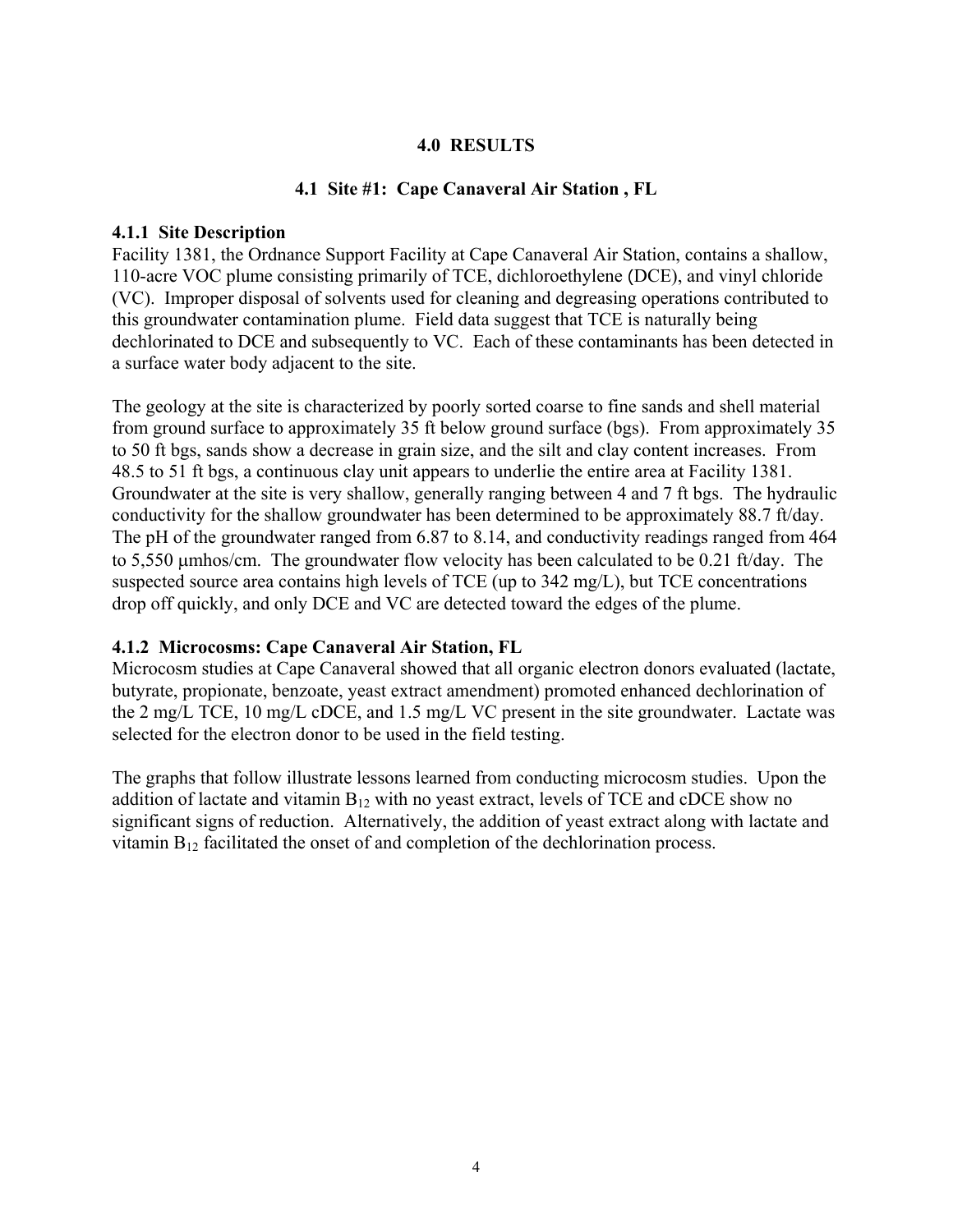# 4.0 RESULTS

## 4.1 Site #1: Cape Canaveral Air Station , FL

### 4.1.1 Site Description

Facility 1381, the Ordnance Support Facility at Cape Canaveral Air Station, contains a shallow, 110-acre VOC plume consisting primarily of TCE, dichloroethylene (DCE), and vinyl chloride (VC). Improper disposal of solvents used for cleaning and degreasing operations contributed to this groundwater contamination plume. Field data suggest that TCE is naturally being dechlorinated to DCE and subsequently to VC. Each of these contaminants has been detected in a surface water body adjacent to the site.

The geology at the site is characterized by poorly sorted coarse to fine sands and shell material from ground surface to approximately 35 ft below ground surface (bgs). From approximately 35 to 50 ft bgs, sands show a decrease in grain size, and the silt and clay content increases. From 48.5 to 51 ft bgs, a continuous clay unit appears to underlie the entire area at Facility 1381. Groundwater at the site is very shallow, generally ranging between 4 and 7 ft bgs. The hydraulic conductivity for the shallow groundwater has been determined to be approximately 88.7 ft/day. The pH of the groundwater ranged from 6.87 to 8.14, and conductivity readings ranged from 464 to 5,550 μmhos/cm. The groundwater flow velocity has been calculated to be 0.21 ft/day. The suspected source area contains high levels of TCE (up to 342 mg/L), but TCE concentrations drop off quickly, and only DCE and VC are detected toward the edges of the plume.

### 4.1.2 Microcosms: Cape Canaveral Air Station, FL

Microcosm studies at Cape Canaveral showed that all organic electron donors evaluated (lactate, butyrate, propionate, benzoate, yeast extract amendment) promoted enhanced dechlorination of the 2 mg/L TCE, 10 mg/L cDCE, and 1.5 mg/L VC present in the site groundwater. Lactate was selected for the electron donor to be used in the field testing.

The graphs that follow illustrate lessons learned from conducting microcosm studies. Upon the addition of lactate and vitamin $B_{12}$ with no yeast extract, levels of TCE and cDCE show no significant signs of reduction. Alternatively, the addition of yeast extract along with lactate and vitamin $B_{12}$ facilitated the onset of and completion of the dechlorination process.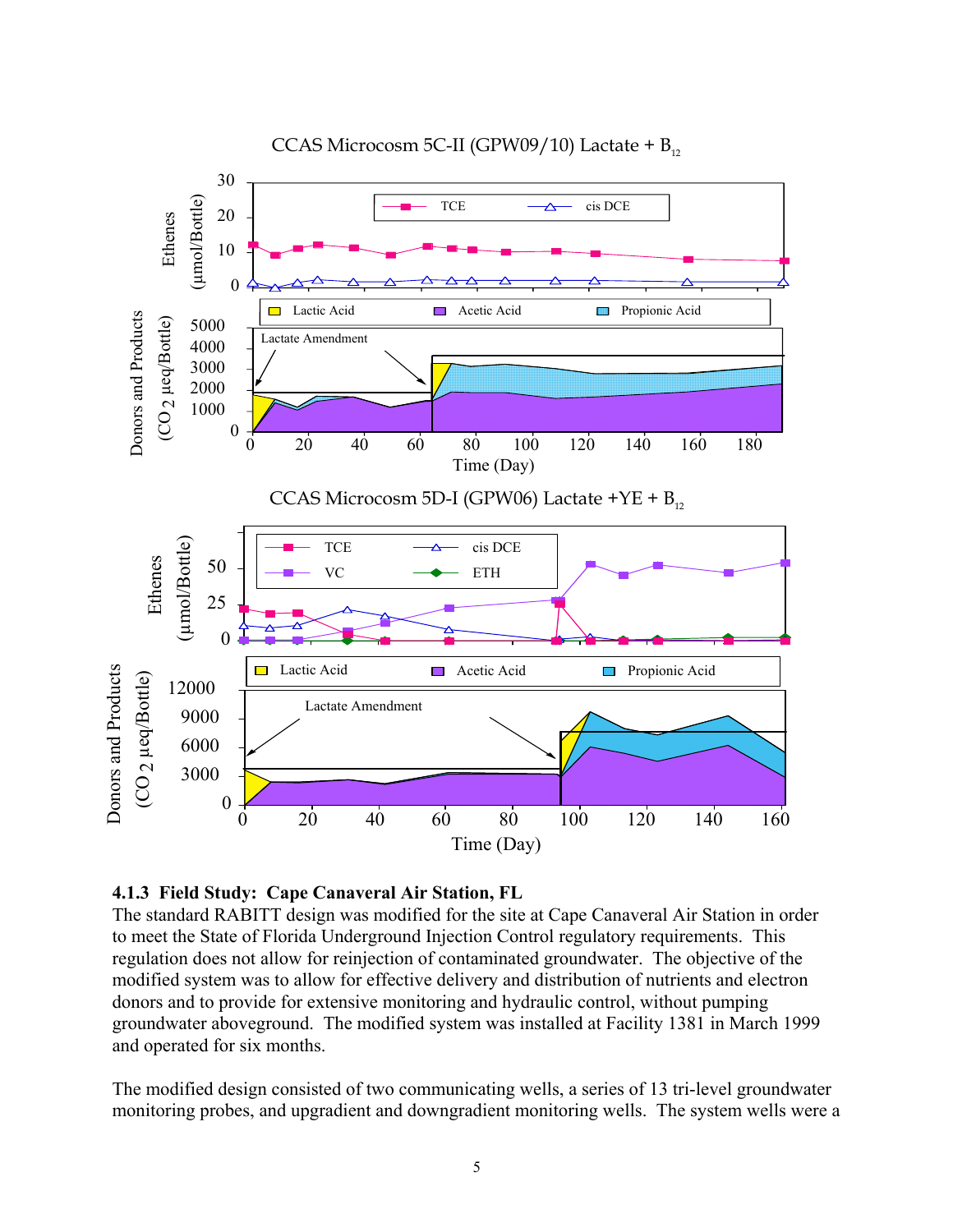CCAS Microcosm 5C-II (GPW09/10) Lactate + $B_{12}$

Ethenes (μmol/Bottle)

30
20
10
0

TCE
cis DCE

Donors and Products ($CO_2$ μeq/Bottle)

Lactic Acid
Acetic Acid
Propionic Acid

Lactate Amendment

5000
4000
3000
2000
1000
0

0 20 40 60 80 100 120 140 160 180

Time (Day)

CCAS Microcosm 5D-I (GPW06) Lactate +YE + $B_{12}$

Ethenes (μmol/Bottle)

50
25
0

TCE
cis DCE
VC
ETH

Donors and Products ($CO_2$ μeq/Bottle)

Lactic Acid
Acetic Acid
Propionic Acid

Lactate Amendment

12000
9000
6000
3000
0

0 20 40 60 80 100 120 140 160

Time (Day)

### 4.1.3 Field Study: Cape Canaveral Air Station, FL

The standard RABITT design was modified for the site at Cape Canaveral Air Station in order to meet the State of Florida Underground Injection Control regulatory requirements. This regulation does not allow for reinjection of contaminated groundwater. The objective of the modified system was to allow for effective delivery and distribution of nutrients and electron donors and to provide for extensive monitoring and hydraulic control, without pumping groundwater aboveground. The modified system was installed at Facility 1381 in March 1999 and operated for six months.

The modified design consisted of two communicating wells, a series of 13 tri-level groundwater monitoring probes, and upgradient and downgradient monitoring wells. The system wells were a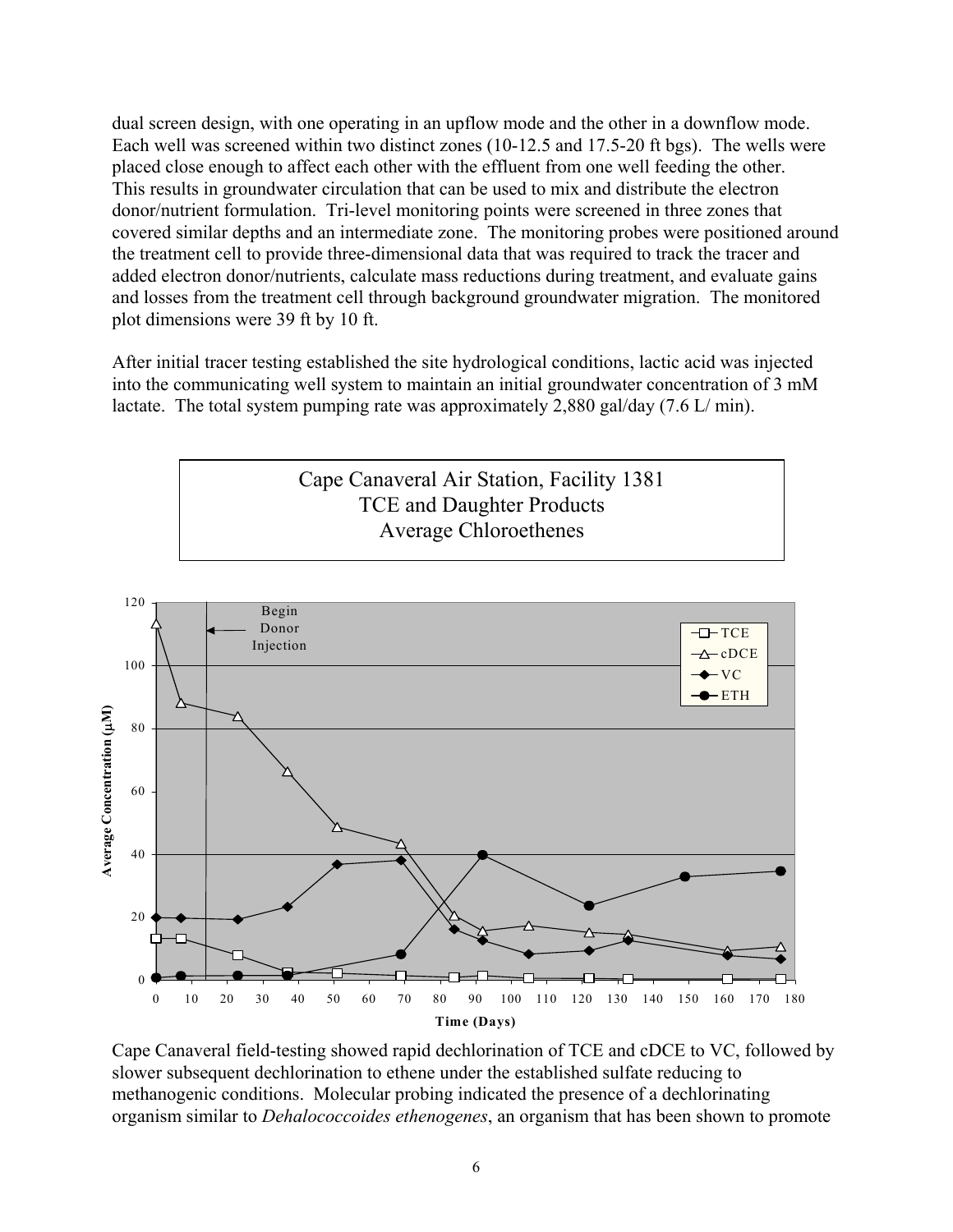dual screen design, with one operating in an upflow mode and the other in a downflow mode. Each well was screened within two distinct zones (10-12.5 and 17.5-20 ft bgs). The wells were placed close enough to affect each other with the effluent from one well feeding the other. This results in groundwater circulation that can be used to mix and distribute the electron donor/nutrient formulation. Tri-level monitoring points were screened in three zones that covered similar depths and an intermediate zone. The monitoring probes were positioned around the treatment cell to provide three-dimensional data that was required to track the tracer and added electron donor/nutrients, calculate mass reductions during treatment, and evaluate gains and losses from the treatment cell through background groundwater migration. The monitored plot dimensions were 39 ft by 10 ft.

After initial tracer testing established the site hydrological conditions, lactic acid was injected into the communicating well system to maintain an initial groundwater concentration of 3 mM lactate. The total system pumping rate was approximately 2,880 gal/day (7.6 L/ min).

Cape Canaveral Air Station, Facility 1381
TCE and Daughter Products
Average Chloroethenes

Begin Donor Injection

TCE
cDCE
VC
ETH

Average Concentration (μM)

0
20
40
60
80
100
120

Time (Days)

0 10 20 30 40 50 60 70 80 90 100 110 120 130 140 150 160 170 180

Cape Canaveral field-testing showed rapid dechlorination of TCE and cDCE to VC, followed by slower subsequent dechlorination to ethene under the established sulfate reducing to methanogenic conditions. Molecular probing indicated the presence of a dechlorinating organism similar to *Dehalococcoides ethenogenes*, an organism that has been shown to promote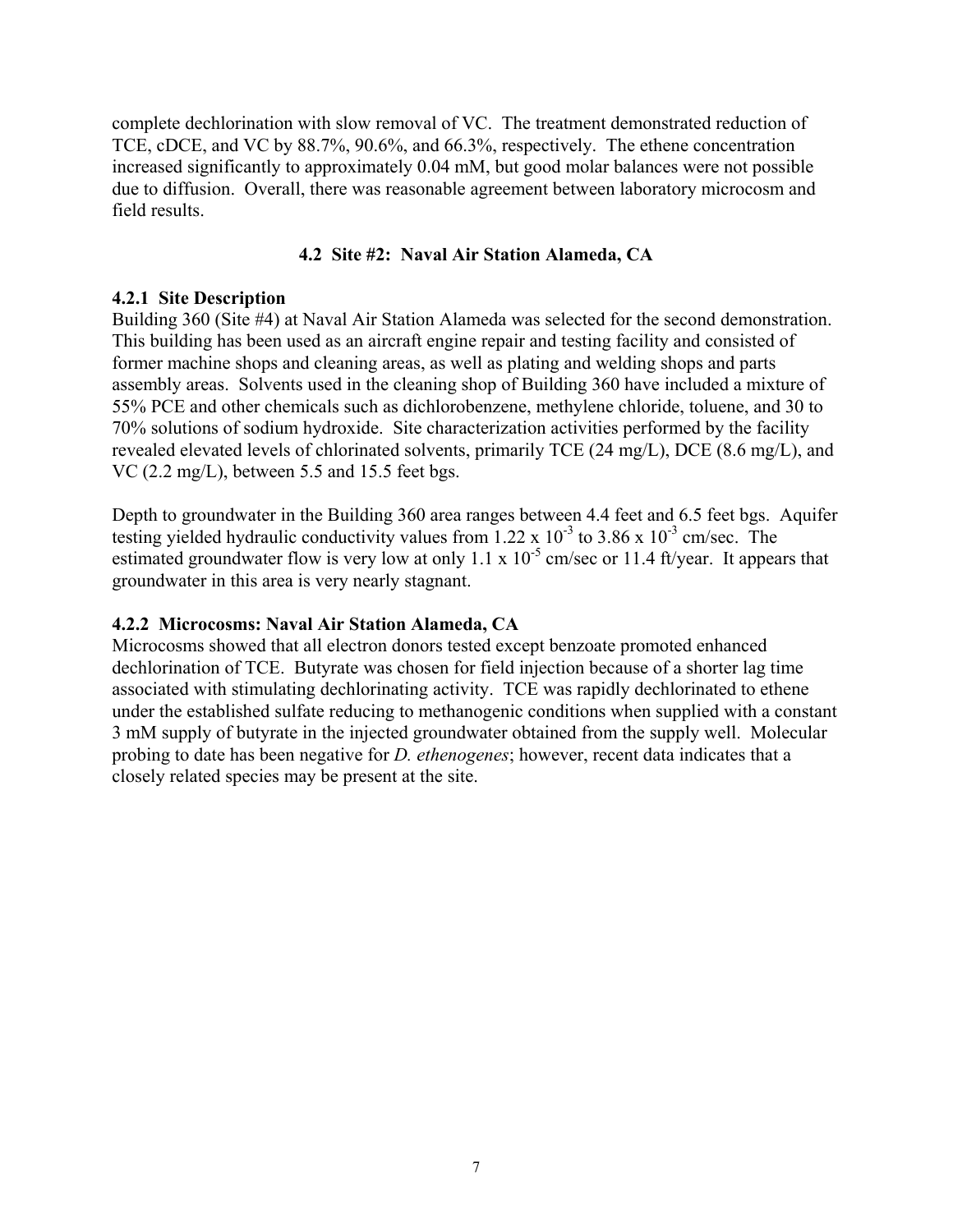complete dechlorination with slow removal of VC. The treatment demonstrated reduction of TCE, cDCE, and VC by 88.7%, 90.6%, and 66.3%, respectively. The ethene concentration increased significantly to approximately 0.04 mM, but good molar balances were not possible due to diffusion. Overall, there was reasonable agreement between laboratory microcosm and field results.

## 4.2 Site #2: Naval Air Station Alameda, CA

### 4.2.1 Site Description

Building 360 (Site #4) at Naval Air Station Alameda was selected for the second demonstration. This building has been used as an aircraft engine repair and testing facility and consisted of former machine shops and cleaning areas, as well as plating and welding shops and parts assembly areas. Solvents used in the cleaning shop of Building 360 have included a mixture of 55% PCE and other chemicals such as dichlorobenzene, methylene chloride, toluene, and 30 to 70% solutions of sodium hydroxide. Site characterization activities performed by the facility revealed elevated levels of chlorinated solvents, primarily TCE (24 mg/L), DCE (8.6 mg/L), and VC (2.2 mg/L), between 5.5 and 15.5 feet bgs.

Depth to groundwater in the Building 360 area ranges between 4.4 feet and 6.5 feet bgs. Aquifer testing yielded hydraulic conductivity values from $1.22 \times 10^{-3}$ to $3.86 \times 10^{-3}$ cm/sec. The estimated groundwater flow is very low at only $1.1 \times 10^{-5}$ cm/sec or 11.4 ft/year. It appears that groundwater in this area is very nearly stagnant.

### 4.2.2 Microcosms: Naval Air Station Alameda, CA

Microcosms showed that all electron donors tested except benzoate promoted enhanced dechlorination of TCE. Butyrate was chosen for field injection because of a shorter lag time associated with stimulating dechlorinating activity. TCE was rapidly dechlorinated to ethene under the established sulfate reducing to methanogenic conditions when supplied with a constant 3 mM supply of butyrate in the injected groundwater obtained from the supply well. Molecular probing to date has been negative for *D. ethenogenes*; however, recent data indicates that a closely related species may be present at the site.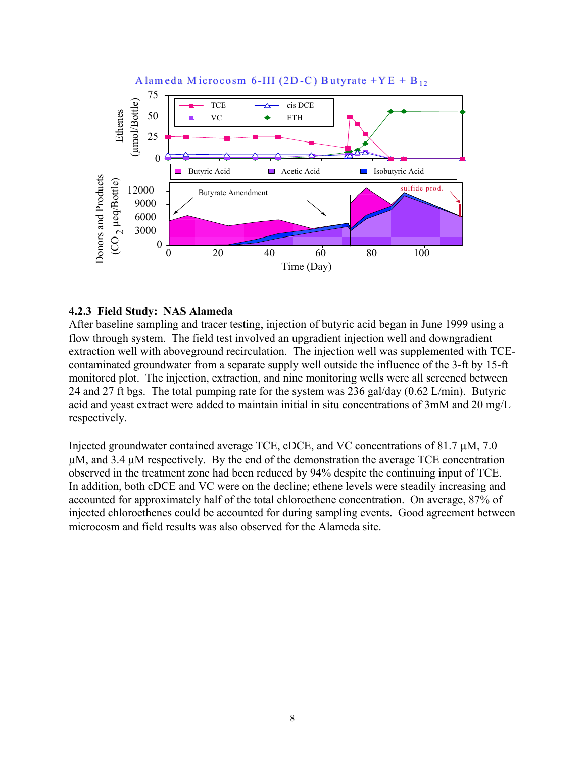Alameda Microcosm 6-III (2D-C) Butyrate +YE + $B_{12}$

Ethenes (µmol/Bottle)

75
50
25
0

TCE
cis DCE
VC
ETH

Butyric Acid
Acetic Acid
Isobutyric Acid

Donors and Products ($CO_2$ µeq/Bottle)

12000
9000
6000
3000
0

Butyrate Amendment

sulfide prod.

0
20
40
60
80
100

Time (Day)

### 4.2.3 Field Study: NAS Alameda

After baseline sampling and tracer testing, injection of butyric acid began in June 1999 using a flow through system. The field test involved an upgradient injection well and downgradient extraction well with aboveground recirculation. The injection well was supplemented with TCE-contaminated groundwater from a separate supply well outside the influence of the 3-ft by 15-ft monitored plot. The injection, extraction, and nine monitoring wells were all screened between 24 and 27 ft bgs. The total pumping rate for the system was 236 gal/day (0.62 L/min). Butyric acid and yeast extract were added to maintain initial in situ concentrations of 3mM and 20 mg/L respectively.

Injected groundwater contained average TCE, cDCE, and VC concentrations of 81.7 µM, 7.0 µM, and 3.4 µM respectively. By the end of the demonstration the average TCE concentration observed in the treatment zone had been reduced by 94% despite the continuing input of TCE. In addition, both cDCE and VC were on the decline; ethene levels were steadily increasing and accounted for approximately half of the total chloroethene concentration. On average, 87% of injected chloroethenes could be accounted for during sampling events. Good agreement between microcosm and field results was also observed for the Alameda site.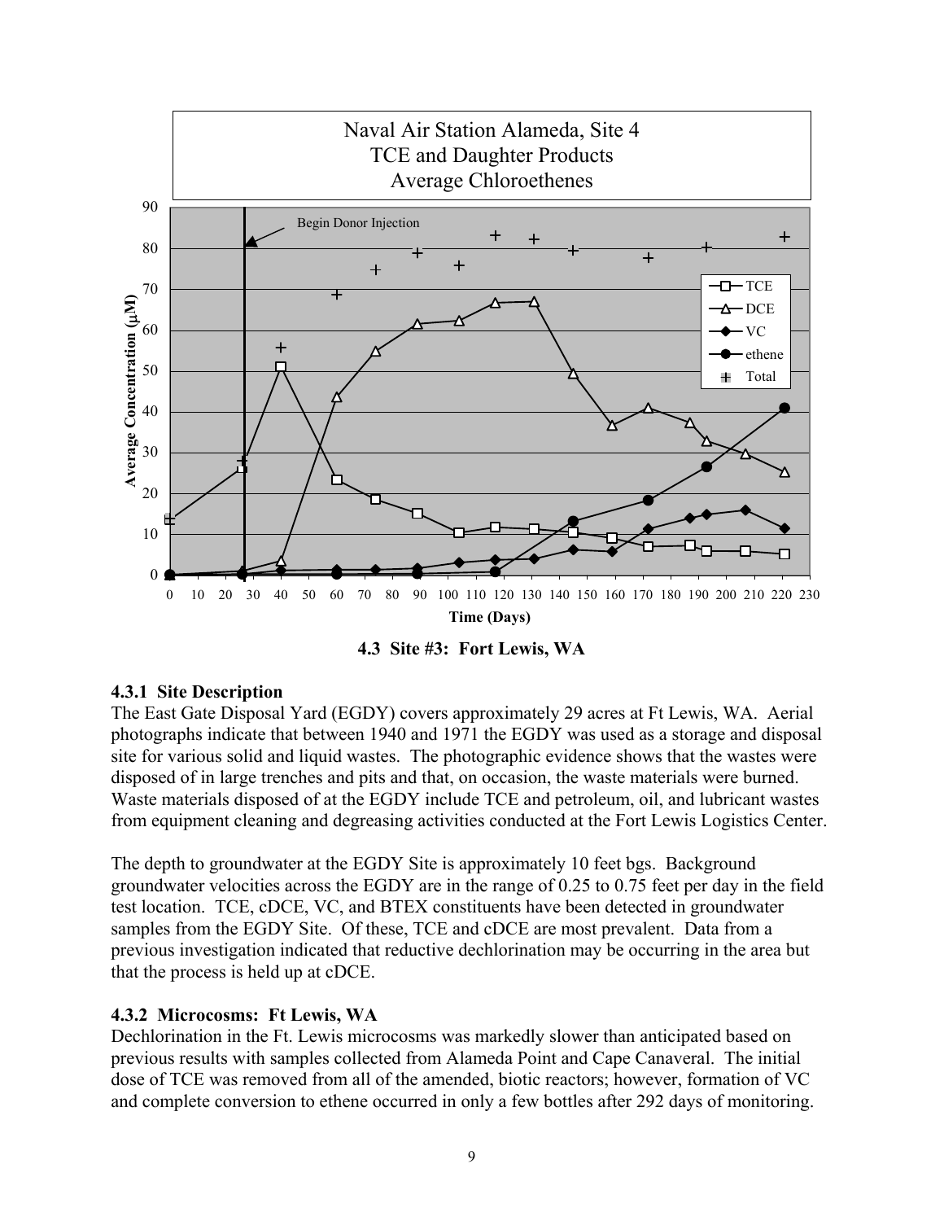Naval Air Station Alameda, Site 4
TCE and Daughter Products
Average Chloroethenes

Begin Donor Injection

Average Concentration (μM)

0
10
20
30
40
50
60
70
80
90

0 10 20 30 40 50 60 70 80 90 100 110 120 130 140 150 160 170 180 190 200 210 220 230

Time (Days)

TCE
DCE
VC
ethene
Total

## 4.3 Site #3: Fort Lewis, WA

### 4.3.1 Site Description

The East Gate Disposal Yard (EGDY) covers approximately 29 acres at Ft Lewis, WA. Aerial photographs indicate that between 1940 and 1971 the EGDY was used as a storage and disposal site for various solid and liquid wastes. The photographic evidence shows that the wastes were disposed of in large trenches and pits and that, on occasion, the waste materials were burned. Waste materials disposed of at the EGDY include TCE and petroleum, oil, and lubricant wastes from equipment cleaning and degreasing activities conducted at the Fort Lewis Logistics Center.

The depth to groundwater at the EGDY Site is approximately 10 feet bgs. Background groundwater velocities across the EGDY are in the range of 0.25 to 0.75 feet per day in the field test location. TCE, cDCE, VC, and BTEX constituents have been detected in groundwater samples from the EGDY Site. Of these, TCE and cDCE are most prevalent. Data from a previous investigation indicated that reductive dechlorination may be occurring in the area but that the process is held up at cDCE.

### 4.3.2 Microcosms: Ft Lewis, WA

Dechlorination in the Ft. Lewis microcosms was markedly slower than anticipated based on previous results with samples collected from Alameda Point and Cape Canaveral. The initial dose of TCE was removed from all of the amended, biotic reactors; however, formation of VC and complete conversion to ethene occurred in only a few bottles after 292 days of monitoring.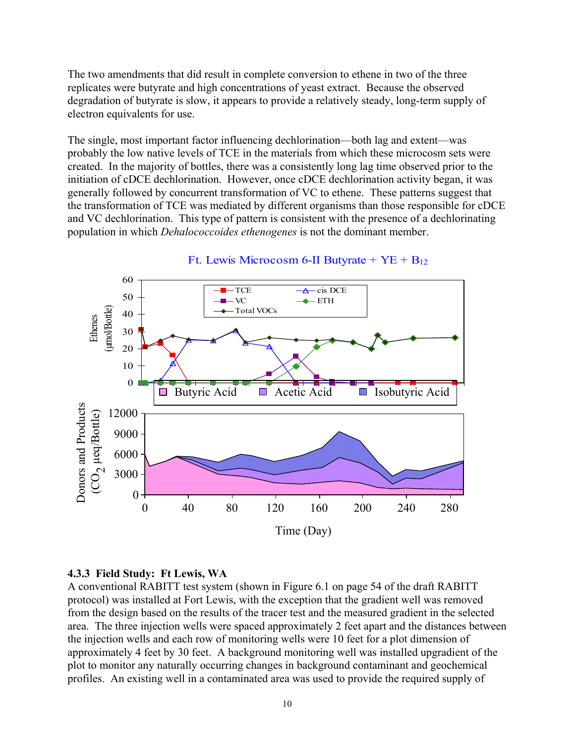The two amendments that did result in complete conversion to ethene in two of the three replicates were butyrate and high concentrations of yeast extract. Because the observed degradation of butyrate is slow, it appears to provide a relatively steady, long-term supply of electron equivalents for use.

The single, most important factor influencing dechlorination—both lag and extent—was probably the low native levels of TCE in the materials from which these microcosm sets were created. In the majority of bottles, there was a consistently long lag time observed prior to the initiation of cDCE dechlorination. However, once cDCE dechlorination activity began, it was generally followed by concurrent transformation of VC to ethene. These patterns suggest that the transformation of TCE was mediated by different organisms than those responsible for cDCE and VC dechlorination. This type of pattern is consistent with the presence of a dechlorinating population in which *Dehalococcoides ethenogenes* is not the dominant member.

Ft. Lewis Microcosm 6-II Butyrate + YE + $B_{12}$

Ethenes (µmol/Bottle)

0
10
20
30
40
50
60

TCE
cis DCE
VC
ETH
Total VOCs

Butyric Acid
Acetic Acid
Isobutyric Acid

Donors and Products ($CO_2$ µeq/Bottle)

0
3000
6000
9000
12000

0
40
80
120
160
200
240
280

Time (Day)

### 4.3.3 Field Study: Ft Lewis, WA

A conventional RABITT test system (shown in Figure 6.1 on page 54 of the draft RABITT protocol) was installed at Fort Lewis, with the exception that the gradient well was removed from the design based on the results of the tracer test and the measured gradient in the selected area. The three injection wells were spaced approximately 2 feet apart and the distances between the injection wells and each row of monitoring wells were 10 feet for a plot dimension of approximately 4 feet by 30 feet. A background monitoring well was installed upgradient of the plot to monitor any naturally occurring changes in background contaminant and geochemical profiles. An existing well in a contaminated area was used to provide the required supply of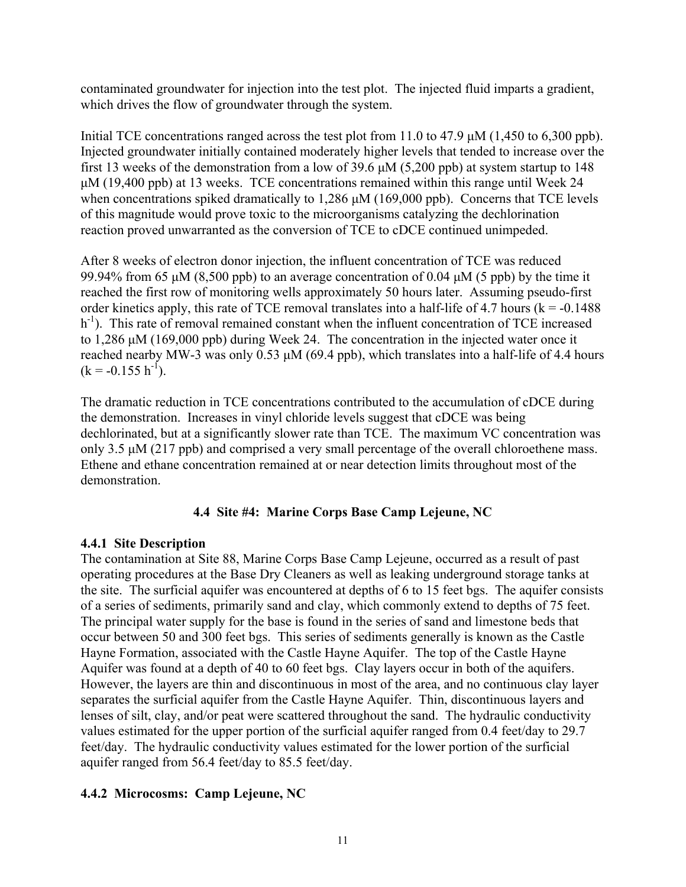contaminated groundwater for injection into the test plot. The injected fluid imparts a gradient, which drives the flow of groundwater through the system.

Initial TCE concentrations ranged across the test plot from 11.0 to 47.9 μM (1,450 to 6,300 ppb). Injected groundwater initially contained moderately higher levels that tended to increase over the first 13 weeks of the demonstration from a low of 39.6 μM (5,200 ppb) at system startup to 148 μM (19,400 ppb) at 13 weeks. TCE concentrations remained within this range until Week 24 when concentrations spiked dramatically to 1,286 μM (169,000 ppb). Concerns that TCE levels of this magnitude would prove toxic to the microorganisms catalyzing the dechlorination reaction proved unwarranted as the conversion of TCE to cDCE continued unimpeded.

After 8 weeks of electron donor injection, the influent concentration of TCE was reduced 99.94% from 65 μM (8,500 ppb) to an average concentration of 0.04 μM (5 ppb) by the time it reached the first row of monitoring wells approximately 50 hours later. Assuming pseudo-first order kinetics apply, this rate of TCE removal translates into a half-life of 4.7 hours ($k = -0.1488\ h^{-1}$). This rate of removal remained constant when the influent concentration of TCE increased to 1,286 μM (169,000 ppb) during Week 24. The concentration in the injected water once it reached nearby MW-3 was only 0.53 μM (69.4 ppb), which translates into a half-life of 4.4 hours ($k = -0.155\ h^{-1}$).

The dramatic reduction in TCE concentrations contributed to the accumulation of cDCE during the demonstration. Increases in vinyl chloride levels suggest that cDCE was being dechlorinated, but at a significantly slower rate than TCE. The maximum VC concentration was only 3.5 μM (217 ppb) and comprised a very small percentage of the overall chloroethene mass. Ethene and ethane concentration remained at or near detection limits throughout most of the demonstration.

## 4.4 Site #4: Marine Corps Base Camp Lejeune, NC

### 4.4.1 Site Description

The contamination at Site 88, Marine Corps Base Camp Lejeune, occurred as a result of past operating procedures at the Base Dry Cleaners as well as leaking underground storage tanks at the site. The surficial aquifer was encountered at depths of 6 to 15 feet bgs. The aquifer consists of a series of sediments, primarily sand and clay, which commonly extend to depths of 75 feet. The principal water supply for the base is found in the series of sand and limestone beds that occur between 50 and 300 feet bgs. This series of sediments generally is known as the Castle Hayne Formation, associated with the Castle Hayne Aquifer. The top of the Castle Hayne Aquifer was found at a depth of 40 to 60 feet bgs. Clay layers occur in both of the aquifers. However, the layers are thin and discontinuous in most of the area, and no continuous clay layer separates the surficial aquifer from the Castle Hayne Aquifer. Thin, discontinuous layers and lenses of silt, clay, and/or peat were scattered throughout the sand. The hydraulic conductivity values estimated for the upper portion of the surficial aquifer ranged from 0.4 feet/day to 29.7 feet/day. The hydraulic conductivity values estimated for the lower portion of the surficial aquifer ranged from 56.4 feet/day to 85.5 feet/day.

### 4.4.2 Microcosms: Camp Lejeune, NC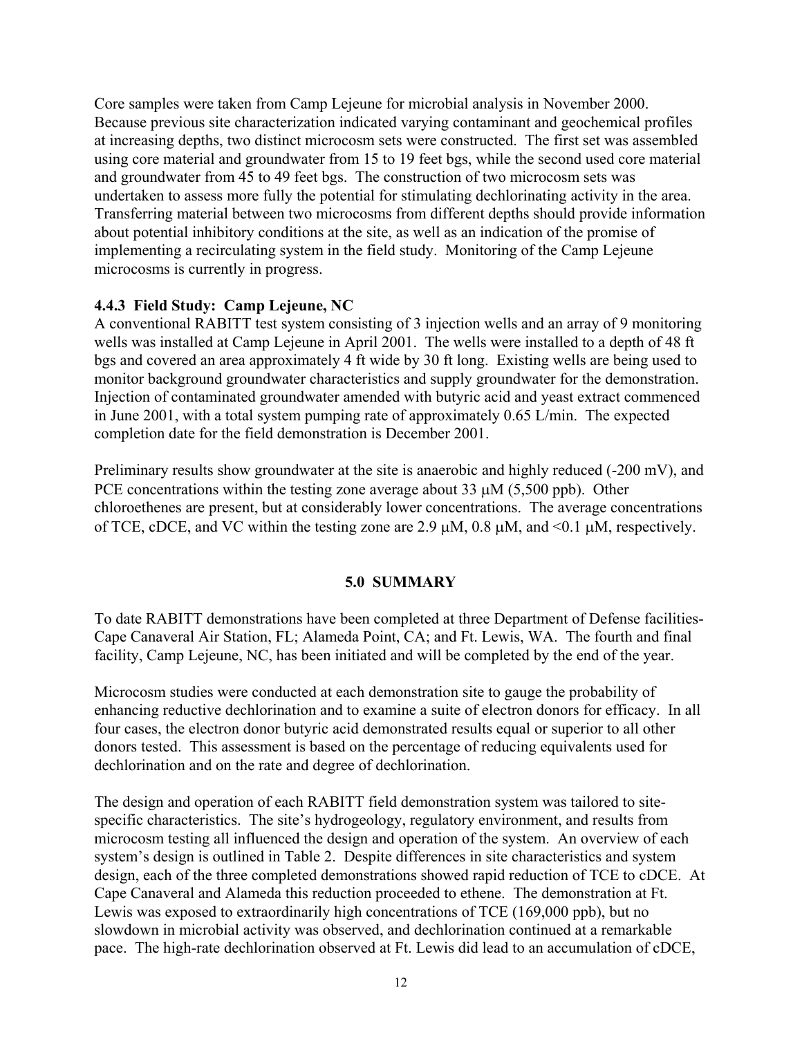Core samples were taken from Camp Lejeune for microbial analysis in November 2000. Because previous site characterization indicated varying contaminant and geochemical profiles at increasing depths, two distinct microcosm sets were constructed. The first set was assembled using core material and groundwater from 15 to 19 feet bgs, while the second used core material and groundwater from 45 to 49 feet bgs. The construction of two microcosm sets was undertaken to assess more fully the potential for stimulating dechlorinating activity in the area. Transferring material between two microcosms from different depths should provide information about potential inhibitory conditions at the site, as well as an indication of the promise of implementing a recirculating system in the field study. Monitoring of the Camp Lejeune microcosms is currently in progress.

### 4.4.3 Field Study: Camp Lejeune, NC

A conventional RABITT test system consisting of 3 injection wells and an array of 9 monitoring wells was installed at Camp Lejeune in April 2001. The wells were installed to a depth of 48 ft bgs and covered an area approximately 4 ft wide by 30 ft long. Existing wells are being used to monitor background groundwater characteristics and supply groundwater for the demonstration. Injection of contaminated groundwater amended with butyric acid and yeast extract commenced in June 2001, with a total system pumping rate of approximately 0.65 L/min. The expected completion date for the field demonstration is December 2001.

Preliminary results show groundwater at the site is anaerobic and highly reduced (-200 mV), and PCE concentrations within the testing zone average about 33 μM (5,500 ppb). Other chloroethenes are present, but at considerably lower concentrations. The average concentrations of TCE, cDCE, and VC within the testing zone are 2.9 μM, 0.8 μM, and <0.1 μM, respectively.

## 5.0 SUMMARY

To date RABITT demonstrations have been completed at three Department of Defense facilities- Cape Canaveral Air Station, FL; Alameda Point, CA; and Ft. Lewis, WA. The fourth and final facility, Camp Lejeune, NC, has been initiated and will be completed by the end of the year.

Microcosm studies were conducted at each demonstration site to gauge the probability of enhancing reductive dechlorination and to examine a suite of electron donors for efficacy. In all four cases, the electron donor butyric acid demonstrated results equal or superior to all other donors tested. This assessment is based on the percentage of reducing equivalents used for dechlorination and on the rate and degree of dechlorination.

The design and operation of each RABITT field demonstration system was tailored to site-specific characteristics. The site's hydrogeology, regulatory environment, and results from microcosm testing all influenced the design and operation of the system. An overview of each system's design is outlined in Table 2. Despite differences in site characteristics and system design, each of the three completed demonstrations showed rapid reduction of TCE to cDCE. At Cape Canaveral and Alameda this reduction proceeded to ethene. The demonstration at Ft. Lewis was exposed to extraordinarily high concentrations of TCE (169,000 ppb), but no slowdown in microbial activity was observed, and dechlorination continued at a remarkable pace. The high-rate dechlorination observed at Ft. Lewis did lead to an accumulation of cDCE,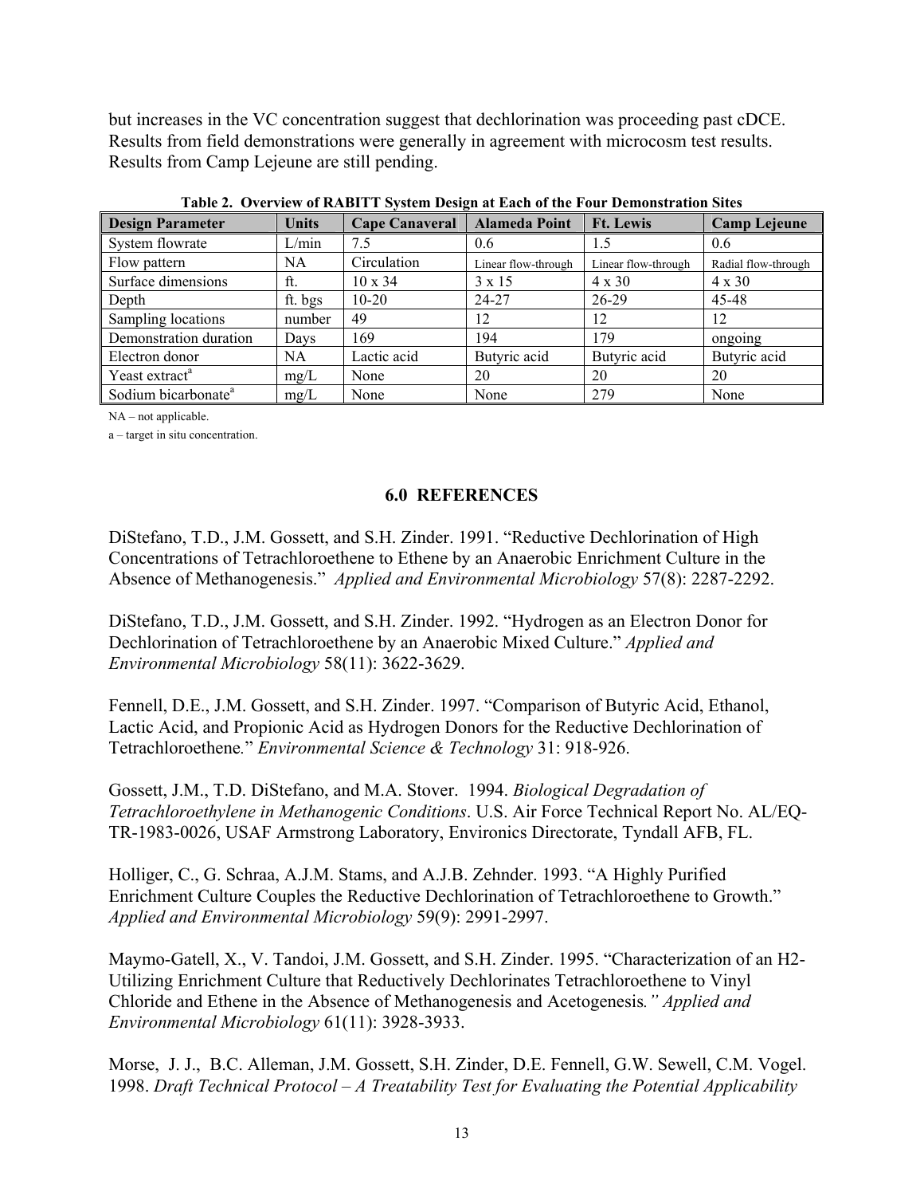but increases in the VC concentration suggest that dechlorination was proceeding past cDCE. Results from field demonstrations were generally in agreement with microcosm test results. Results from Camp Lejeune are still pending.

**Table 2. Overview of RABITT System Design at Each of the Four Demonstration Sites**

| Design Parameter | Units | Cape Canaveral | Alameda Point | Ft. Lewis | Camp Lejeune |
|---|---|---|---|---|---|
| System flowrate | L/min | 7.5 | 0.6 | 1.5 | 0.6 |
| Flow pattern | NA | Circulation | Linear flow-through | Linear flow-through | Radial flow-through |
| Surface dimensions | ft. | 10 x 34 | 3 x 15 | 4 x 30 | 4 x 30 |
| Depth | ft. bgs | 10-20 | 24-27 | 26-29 | 45-48 |
| Sampling locations | number | 49 | 12 | 12 | 12 |
| Demonstration duration | Days | 169 | 194 | 179 | ongoing |
| Electron donor | NA | Lactic acid | Butyric acid | Butyric acid | Butyric acid |
| Yeast extract[a] | mg/L | None | 20 | 20 | 20 |
| Sodium bicarbonate[a] | mg/L | None | None | 279 | None |

NA – not applicable.

a – target in situ concentration.

## 6.0 REFERENCES

DiStefano, T.D., J.M. Gossett, and S.H. Zinder. 1991. "Reductive Dechlorination of High Concentrations of Tetrachloroethene to Ethene by an Anaerobic Enrichment Culture in the Absence of Methanogenesis." *Applied and Environmental Microbiology* 57(8): 2287-2292.

DiStefano, T.D., J.M. Gossett, and S.H. Zinder. 1992. "Hydrogen as an Electron Donor for Dechlorination of Tetrachloroethene by an Anaerobic Mixed Culture." *Applied and Environmental Microbiology* 58(11): 3622-3629.

Fennell, D.E., J.M. Gossett, and S.H. Zinder. 1997. "Comparison of Butyric Acid, Ethanol, Lactic Acid, and Propionic Acid as Hydrogen Donors for the Reductive Dechlorination of Tetrachloroethene." *Environmental Science & Technology* 31: 918-926.

Gossett, J.M., T.D. DiStefano, and M.A. Stover. 1994. *Biological Degradation of Tetrachloroethylene in Methanogenic Conditions*. U.S. Air Force Technical Report No. AL/EQ-TR-1983-0026, USAF Armstrong Laboratory, Environics Directorate, Tyndall AFB, FL.

Holliger, C., G. Schraa, A.J.M. Stams, and A.J.B. Zehnder. 1993. "A Highly Purified Enrichment Culture Couples the Reductive Dechlorination of Tetrachloroethene to Growth." *Applied and Environmental Microbiology* 59(9): 2991-2997.

Maymo-Gatell, X., V. Tandoi, J.M. Gossett, and S.H. Zinder. 1995. "Characterization of an H2-Utilizing Enrichment Culture that Reductively Dechlorinates Tetrachloroethene to Vinyl Chloride and Ethene in the Absence of Methanogenesis and Acetogenesis*." Applied and Environmental Microbiology* 61(11): 3928-3933.

Morse, J. J., B.C. Alleman, J.M. Gossett, S.H. Zinder, D.E. Fennell, G.W. Sewell, C.M. Vogel. 1998. *Draft Technical Protocol – A Treatability Test for Evaluating the Potential Applicability*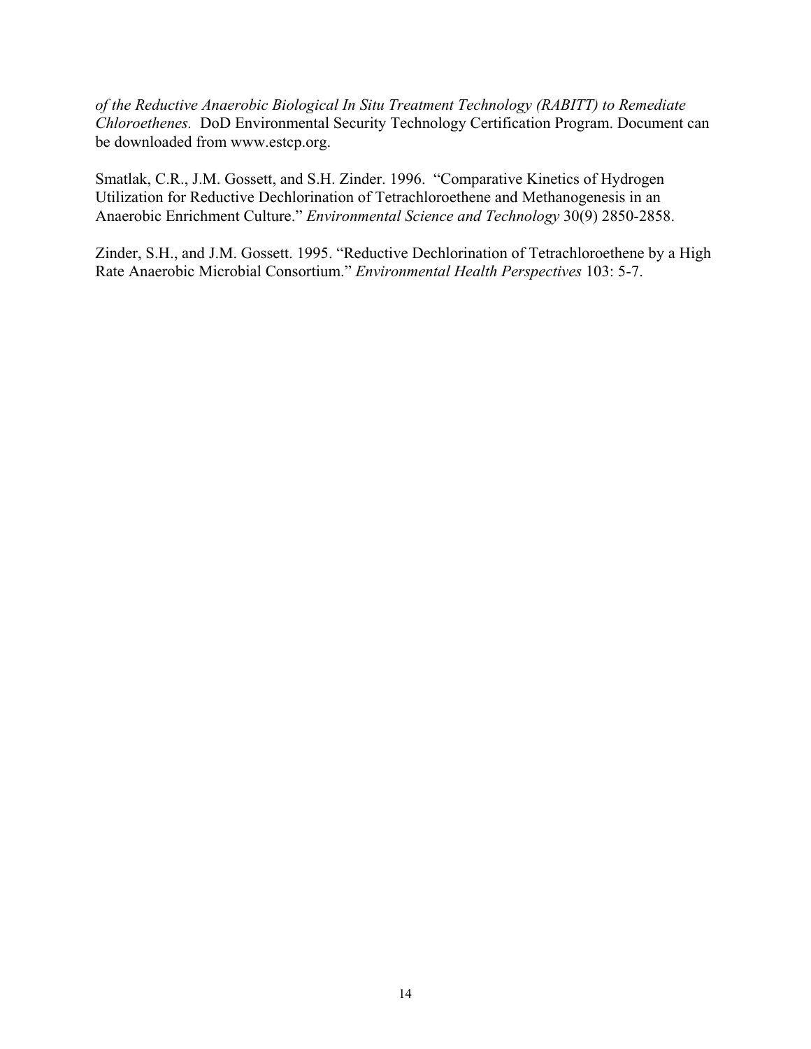*of the Reductive Anaerobic Biological In Situ Treatment Technology (RABITT) to Remediate Chloroethenes.* DoD Environmental Security Technology Certification Program. Document can be downloaded from www.estcp.org.

Smatlak, C.R., J.M. Gossett, and S.H. Zinder. 1996. "Comparative Kinetics of Hydrogen Utilization for Reductive Dechlorination of Tetrachloroethene and Methanogenesis in an Anaerobic Enrichment Culture." *Environmental Science and Technology* 30(9) 2850-2858.

Zinder, S.H., and J.M. Gossett. 1995. "Reductive Dechlorination of Tetrachloroethene by a High Rate Anaerobic Microbial Consortium." *Environmental Health Perspectives* 103: 5-7.